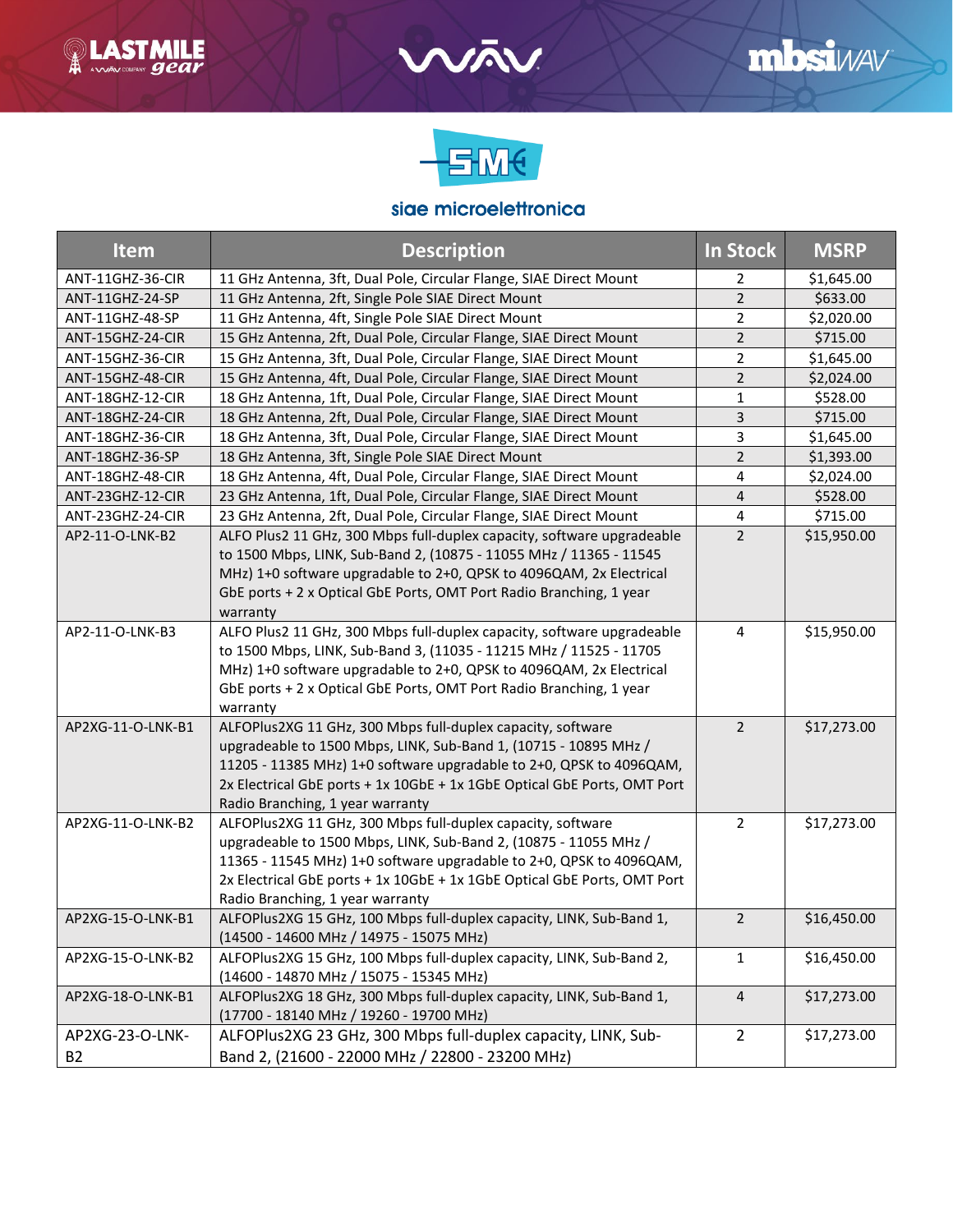siae microelettronica

| Item | Description | In Stock | MSRP |
|---|---|---|---|
| ANT-11GHZ-36-CIR | 11 GHz Antenna, 3ft, Dual Pole, Circular Flange, SIAE Direct Mount | 2 | $1,645.00 |
| ANT-11GHZ-24-SP | 11 GHz Antenna, 2ft, Single Pole SIAE Direct Mount | 2 | $633.00 |
| ANT-11GHZ-48-SP | 11 GHz Antenna, 4ft, Single Pole SIAE Direct Mount | 2 | $2,020.00 |
| ANT-15GHZ-24-CIR | 15 GHz Antenna, 2ft, Dual Pole, Circular Flange, SIAE Direct Mount | 2 | $715.00 |
| ANT-15GHZ-36-CIR | 15 GHz Antenna, 3ft, Dual Pole, Circular Flange, SIAE Direct Mount | 2 | $1,645.00 |
| ANT-15GHZ-48-CIR | 15 GHz Antenna, 4ft, Dual Pole, Circular Flange, SIAE Direct Mount | 2 | $2,024.00 |
| ANT-18GHZ-12-CIR | 18 GHz Antenna, 1ft, Dual Pole, Circular Flange, SIAE Direct Mount | 1 | $528.00 |
| ANT-18GHZ-24-CIR | 18 GHz Antenna, 2ft, Dual Pole, Circular Flange, SIAE Direct Mount | 3 | $715.00 |
| ANT-18GHZ-36-CIR | 18 GHz Antenna, 3ft, Dual Pole, Circular Flange, SIAE Direct Mount | 3 | $1,645.00 |
| ANT-18GHZ-36-SP | 18 GHz Antenna, 3ft, Single Pole SIAE Direct Mount | 2 | $1,393.00 |
| ANT-18GHZ-48-CIR | 18 GHz Antenna, 4ft, Dual Pole, Circular Flange, SIAE Direct Mount | 4 | $2,024.00 |
| ANT-23GHZ-12-CIR | 23 GHz Antenna, 1ft, Dual Pole, Circular Flange, SIAE Direct Mount | 4 | $528.00 |
| ANT-23GHZ-24-CIR | 23 GHz Antenna, 2ft, Dual Pole, Circular Flange, SIAE Direct Mount | 4 | $715.00 |
| AP2-11-O-LNK-B2 | ALFO Plus2 11 GHz, 300 Mbps full-duplex capacity, software upgradeable to 1500 Mbps, LINK, Sub-Band 2, (10875 - 11055 MHz / 11365 - 11545 MHz) 1+0 software upgradable to 2+0, QPSK to 4096QAM, 2x Electrical GbE ports + 2 x Optical GbE Ports, OMT Port Radio Branching, 1 year warranty | 2 | $15,950.00 |
| AP2-11-O-LNK-B3 | ALFO Plus2 11 GHz, 300 Mbps full-duplex capacity, software upgradeable to 1500 Mbps, LINK, Sub-Band 3, (11035 - 11215 MHz / 11525 - 11705 MHz) 1+0 software upgradable to 2+0, QPSK to 4096QAM, 2x Electrical GbE ports + 2 x Optical GbE Ports, OMT Port Radio Branching, 1 year warranty | 4 | $15,950.00 |
| AP2XG-11-O-LNK-B1 | ALFOPlus2XG 11 GHz, 300 Mbps full-duplex capacity, software upgradeable to 1500 Mbps, LINK, Sub-Band 1, (10715 - 10895 MHz / 11205 - 11385 MHz) 1+0 software upgradable to 2+0, QPSK to 4096QAM, 2x Electrical GbE ports + 1x 10GbE + 1x 1GbE Optical GbE Ports, OMT Port Radio Branching, 1 year warranty | 2 | $17,273.00 |
| AP2XG-11-O-LNK-B2 | ALFOPlus2XG 11 GHz, 300 Mbps full-duplex capacity, software upgradeable to 1500 Mbps, LINK, Sub-Band 2, (10875 - 11055 MHz / 11365 - 11545 MHz) 1+0 software upgradable to 2+0, QPSK to 4096QAM, 2x Electrical GbE ports + 1x 10GbE + 1x 1GbE Optical GbE Ports, OMT Port Radio Branching, 1 year warranty | 2 | $17,273.00 |
| AP2XG-15-O-LNK-B1 | ALFOPlus2XG 15 GHz, 100 Mbps full-duplex capacity, LINK, Sub-Band 1, (14500 - 14600 MHz / 14975 - 15075 MHz) | 2 | $16,450.00 |
| AP2XG-15-O-LNK-B2 | ALFOPlus2XG 15 GHz, 100 Mbps full-duplex capacity, LINK, Sub-Band 2, (14600 - 14870 MHz / 15075 - 15345 MHz) | 1 | $16,450.00 |
| AP2XG-18-O-LNK-B1 | ALFOPlus2XG 18 GHz, 300 Mbps full-duplex capacity, LINK, Sub-Band 1, (17700 - 18140 MHz / 19260 - 19700 MHz) | 4 | $17,273.00 |
| AP2XG-23-O-LNK-B2 | ALFOPlus2XG 23 GHz, 300 Mbps full-duplex capacity, LINK, Sub-Band 2, (21600 - 22000 MHz / 22800 - 23200 MHz) | 2 | $17,273.00 |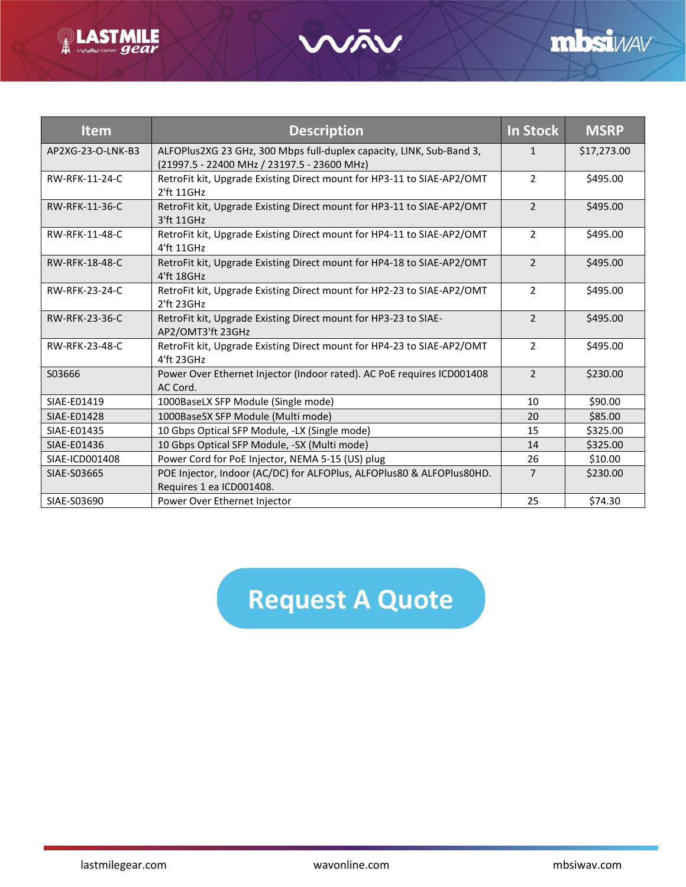| Item | Description | In Stock | MSRP |
|---|---|---|---|
| AP2XG-23-O-LNK-B3 | ALFOPlus2XG 23 GHz, 300 Mbps full-duplex capacity, LINK, Sub-Band 3, (21997.5 - 22400 MHz / 23197.5 - 23600 MHz) | 1 | $17,273.00 |
| RW-RFK-11-24-C | RetroFit kit, Upgrade Existing Direct mount for HP3-11 to SIAE-AP2/OMT 2'ft 11GHz | 2 | $495.00 |
| RW-RFK-11-36-C | RetroFit kit, Upgrade Existing Direct mount for HP3-11 to SIAE-AP2/OMT 3'ft 11GHz | 2 | $495.00 |
| RW-RFK-11-48-C | RetroFit kit, Upgrade Existing Direct mount for HP4-11 to SIAE-AP2/OMT 4'ft 11GHz | 2 | $495.00 |
| RW-RFK-18-48-C | RetroFit kit, Upgrade Existing Direct mount for HP4-18 to SIAE-AP2/OMT 4'ft 18GHz | 2 | $495.00 |
| RW-RFK-23-24-C | RetroFit kit, Upgrade Existing Direct mount for HP2-23 to SIAE-AP2/OMT 2'ft 23GHz | 2 | $495.00 |
| RW-RFK-23-36-C | RetroFit kit, Upgrade Existing Direct mount for HP3-23 to SIAE-AP2/OMT3'ft 23GHz | 2 | $495.00 |
| RW-RFK-23-48-C | RetroFit kit, Upgrade Existing Direct mount for HP4-23 to SIAE-AP2/OMT 4'ft 23GHz | 2 | $495.00 |
| S03666 | Power Over Ethernet Injector (Indoor rated). AC PoE requires ICD001408 AC Cord. | 2 | $230.00 |
| SIAE-E01419 | 1000BaseLX SFP Module (Single mode) | 10 | $90.00 |
| SIAE-E01428 | 1000BaseSX SFP Module (Multi mode) | 20 | $85.00 |
| SIAE-E01435 | 10 Gbps Optical SFP Module, -LX (Single mode) | 15 | $325.00 |
| SIAE-E01436 | 10 Gbps Optical SFP Module, -SX (Multi mode) | 14 | $325.00 |
| SIAE-ICD001408 | Power Cord for PoE Injector, NEMA 5-15 (US) plug | 26 | $10.00 |
| SIAE-S03665 | POE Injector, Indoor (AC/DC) for ALFOPlus, ALFOPlus80 & ALFOPlus80HD. Requires 1 ea ICD001408. | 7 | $230.00 |
| SIAE-S03690 | Power Over Ethernet Injector | 25 | $74.30 |

**Request A Quote**

lastmilegear.com wavonline.com mbsiwav.com